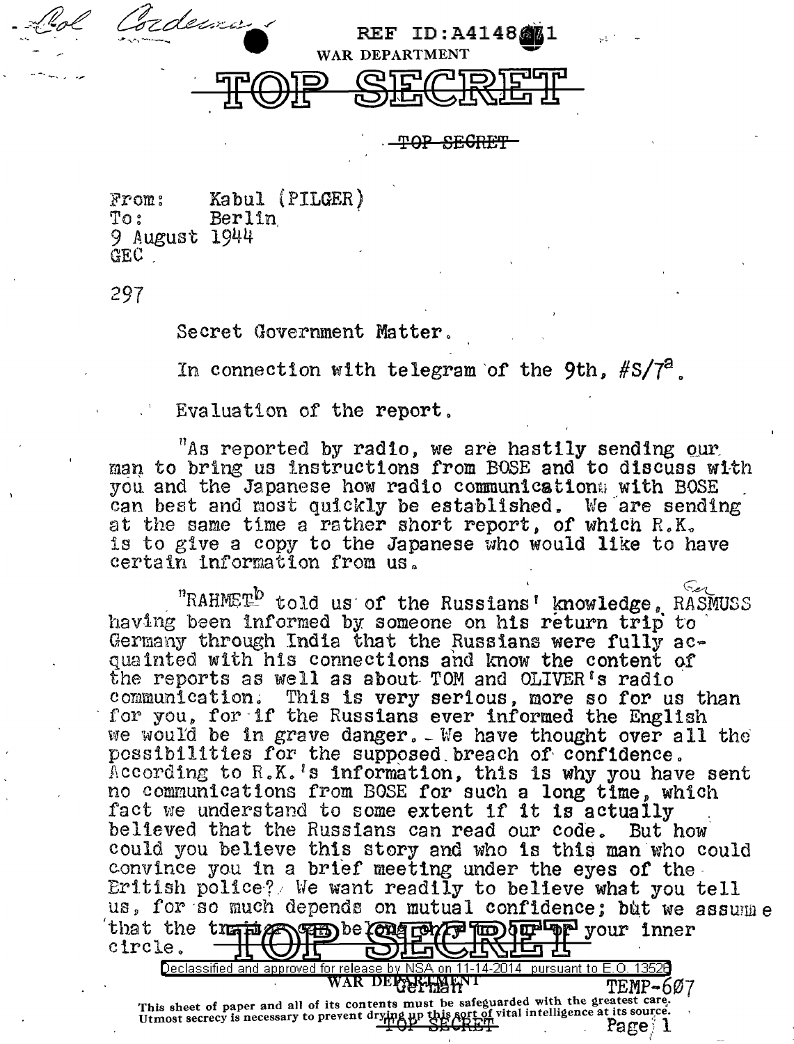REF ID:A4148

WAR DEPARTMENT

# TOP SECRET

TOP SECRET

From: Kabul (PILGER)
To: Berlin
9 August 1944
GEC

297

Secret Government Matter.

In connection with telegram of the 9th, #S/7[a].

Evaluation of the report.

"As reported by radio, we are hastily sending our man to bring us instructions from BOSE and to discuss with you and the Japanese how radio communications with BOSE can best and most quickly be established. We are sending at the same time a rather short report, of which R.K. is to give a copy to the Japanese who would like to have certain information from us.

"RAHMET[b] told us of the Russians' knowledge, RASMUSS having been informed by someone on his return trip to Germany through India that the Russians were fully acquainted with his connections and know the content of the reports as well as about TOM and OLIVER's radio communication. This is very serious, more so for us than for you, for if the Russians ever informed the English we would be in grave danger. We have thought over all the possibilities for the supposed breach of confidence. According to R.K.'s information, this is why you have sent no communications from BOSE for such a long time, which fact we understand to some extent if it is actually believed that the Russians can read our code. But how could you believe this story and who is this man who could convince you in a brief meeting under the eyes of the British police? We want readily to believe what you tell us, for so much depends on mutual confidence; but we assume that the traitor belongs to your inner circle.

German

TEMP-607

This sheet of paper and all of its contents must be safeguarded with the greatest care. Utmost secrecy is necessary to prevent drying up this sort of vital intelligence at its source.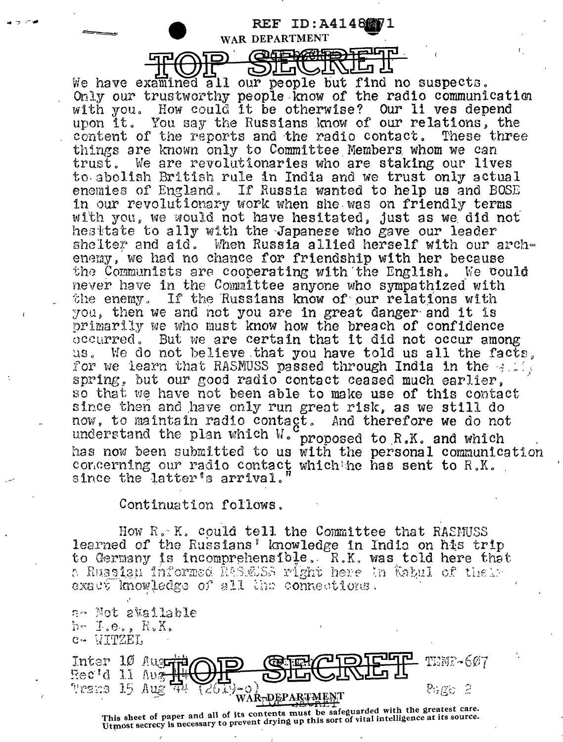REF ID:A414871

WAR DEPARTMENT

TOP SECRET

We have examined all our people but find no suspects. Only our trustworthy people know of the radio communication with you. How could it be otherwise? Our lives depend upon it. You say the Russians know of our relations, the content of the reports and the radio contact. These three things are known only to Committee Members whom we can trust. We are revolutionaries who are staking our lives to abolish British rule in India and we trust only actual enemies of England. If Russia wanted to help us and BOSE in our revolutionary work when she was on friendly terms with you, we would not have hesitated, just as we did not hesitate to ally with the Japanese who gave our leader shelter and aid. When Russia allied herself with our arch-enemy, we had no chance for friendship with her because the Communists are cooperating with the English. We could never have in the Committee anyone who sympathized with the enemy. If the Russians know of our relations with you, then we and not you are in great danger and it is primarily we who must know how the breach of confidence occurred. But we are certain that it did not occur among us. We do not believe that you have told us all the facts, for we learn that RASMUSS passed through India in the (a) spring, but our good radio contact ceased much earlier, so that we have not been able to make use of this contact since then and have only run great risk, as we still do now, to maintain radio contact. And therefore we do not understand the plan which W.[c] proposed to R.K. and which has now been submitted to us with the personal communication concerning our radio contact which he has sent to R.K. since the latter's arrival."

Continuation follows.

How R. K. could tell the Committee that RASMUSS learned of the Russians' knowledge in India on his trip to Germany is incomprehensible. R.K. was told here that a Russian informed RASMUSS right here in Kabul of their exact knowledge of all the connections.

a- Not available
b- I.e., R.K.
c- WITZEL

Inter 10 Aug 44
Rec'd 11 Aug 44
Trans 15 Aug 44 (2619-o)

TOP SECRET

TENP-607

WAR DEPARTMENT

This sheet of paper and all of its contents must be safeguarded with the greatest care. Utmost secrecy is necessary to prevent drying up this sort of vital intelligence at its source.